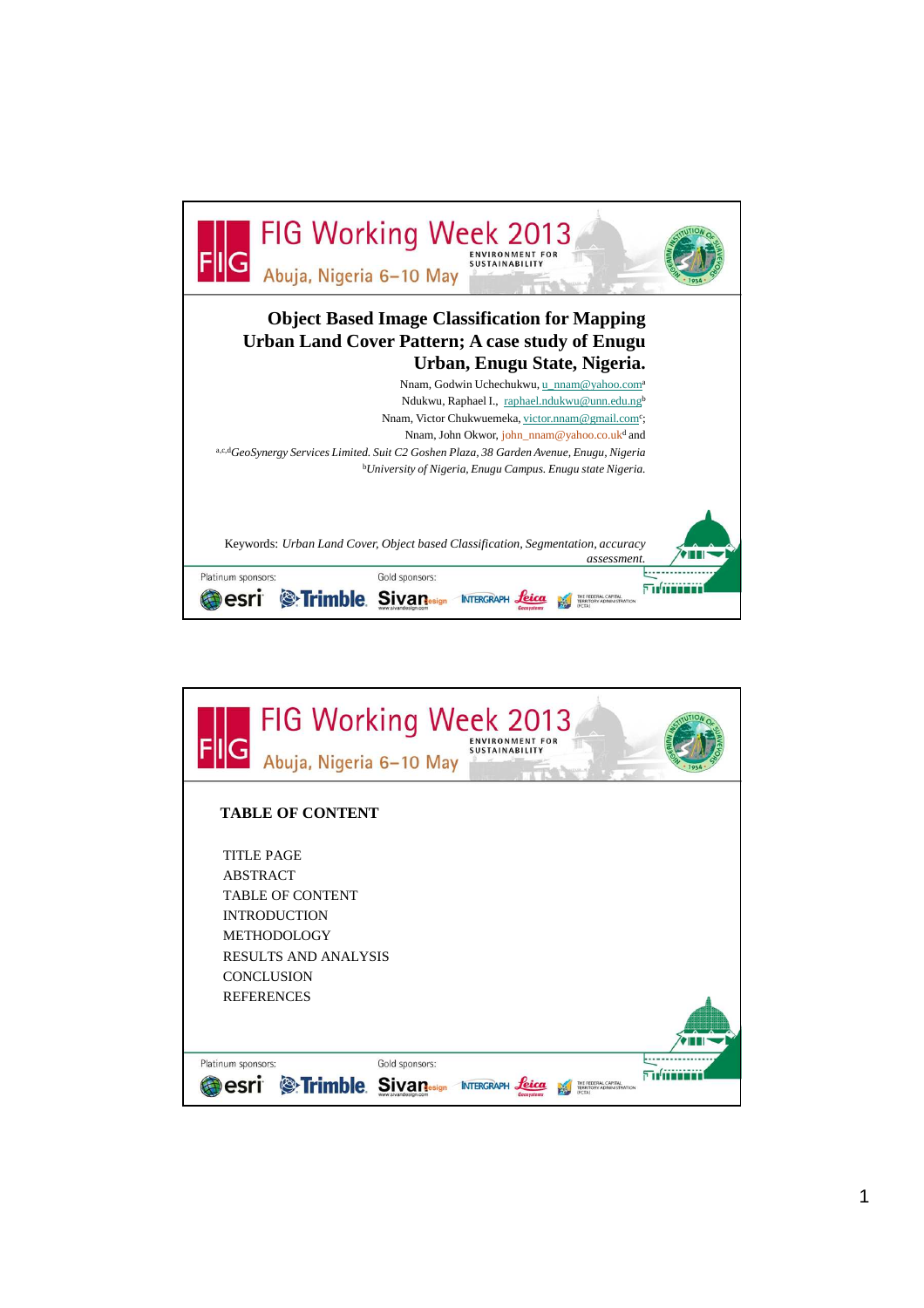# Object Based Image Classification for Mapping Urban Land Cover Pattern; A case study of Enugu Urban, Enugu State, Nigeria.

Nnam, Godwin Uchechukwu, u_nnam@yahoo.com[a]

Ndukwu, Raphael I., raphael.ndukwu@unn.edu.ng[b]

Nnam, Victor Chukwuemeka, victor.nnam@gmail.com[c];

Nnam, John Okwor, john_nnam@yahoo.co.uk[d] and

[a,c,d]*GeoSynergy Services Limited. Suit C2 Goshen Plaza, 38 Garden Avenue, Enugu, Nigeria*

[b]*University of Nigeria, Enugu Campus. Enugu state Nigeria.*

Keywords: *Urban Land Cover, Object based Classification, Segmentation, accuracy assessment.*

## TABLE OF CONTENT

- TITLE PAGE
- ABSTRACT
- TABLE OF CONTENT
- INTRODUCTION
- METHODOLOGY
- RESULTS AND ANALYSIS
- CONCLUSION
- REFERENCES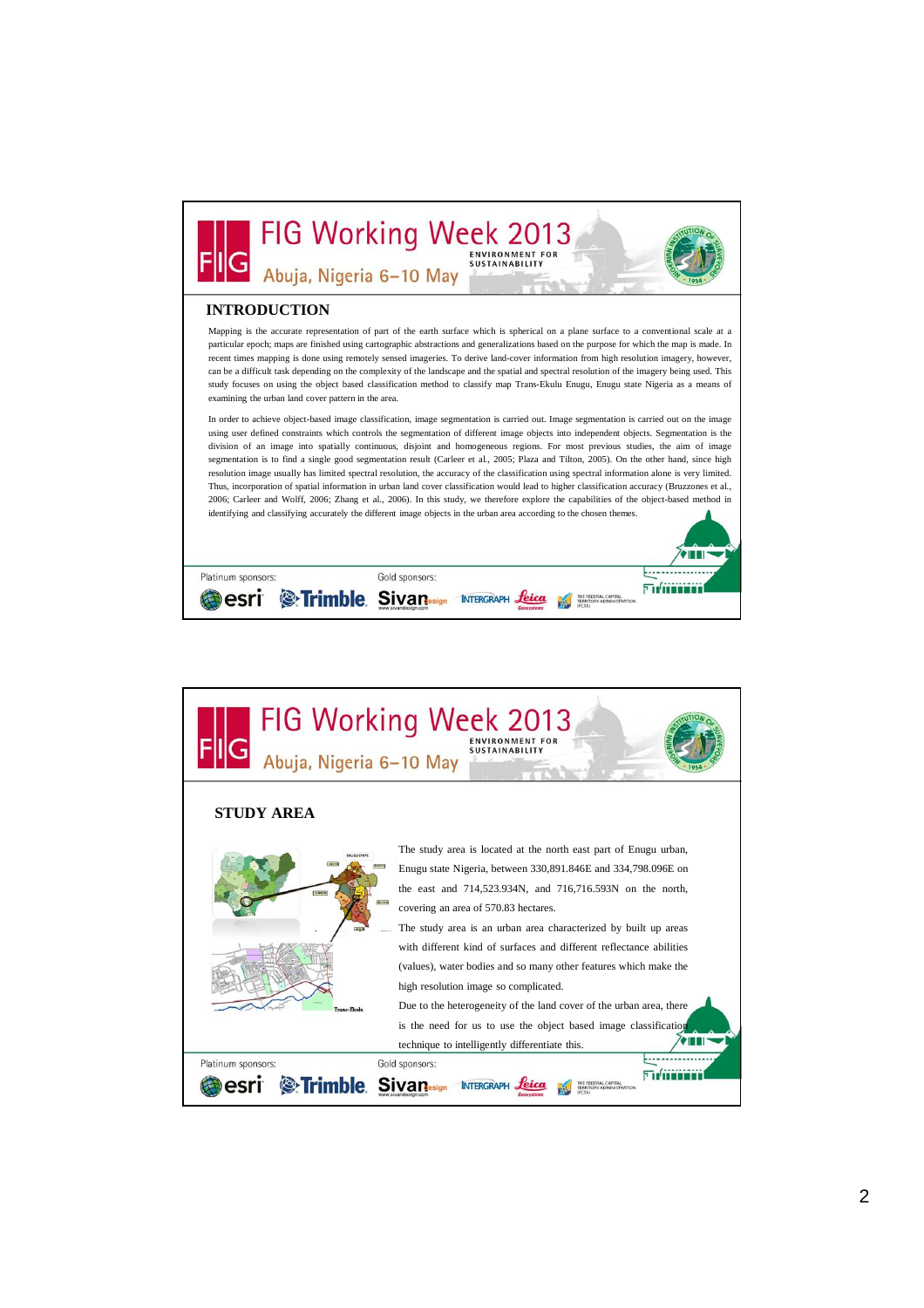## INTRODUCTION

Mapping is the accurate representation of part of the earth surface which is spherical on a plane surface to a conventional scale at a particular epoch; maps are finished using cartographic abstractions and generalizations based on the purpose for which the map is made. In recent times mapping is done using remotely sensed imageries. To derive land-cover information from high resolution imagery, however, can be a difficult task depending on the complexity of the landscape and the spatial and spectral resolution of the imagery being used. This study focuses on using the object based classification method to classify map Trans-Ekulu Enugu, Enugu state Nigeria as a means of examining the urban land cover pattern in the area.

In order to achieve object-based image classification, image segmentation is carried out. Image segmentation is carried out on the image using user defined constraints which controls the segmentation of different image objects into independent objects. Segmentation is the division of an image into spatially continuous, disjoint and homogeneous regions. For most previous studies, the aim of image segmentation is to find a single good segmentation result (Carleer et al., 2005; Plaza and Tilton, 2005). On the other hand, since high resolution image usually has limited spectral resolution, the accuracy of the classification using spectral information alone is very limited. Thus, incorporation of spatial information in urban land cover classification would lead to higher classification accuracy (Bruzzones et al., 2006; Carleer and Wolff, 2006; Zhang et al., 2006). In this study, we therefore explore the capabilities of the object-based method in identifying and classifying accurately the different image objects in the urban area according to the chosen themes.

## STUDY AREA

The study area is located at the north east part of Enugu urban, Enugu state Nigeria, between 330,891.846E and 334,798.096E on the east and 714,523.934N, and 716,716.593N on the north, covering an area of 570.83 hectares.

The study area is an urban area characterized by built up areas with different kind of surfaces and different reflectance abilities (values), water bodies and so many other features which make the high resolution image so complicated.

Due to the heterogeneity of the land cover of the urban area, there is the need for us to use the object based image classification technique to intelligently differentiate this.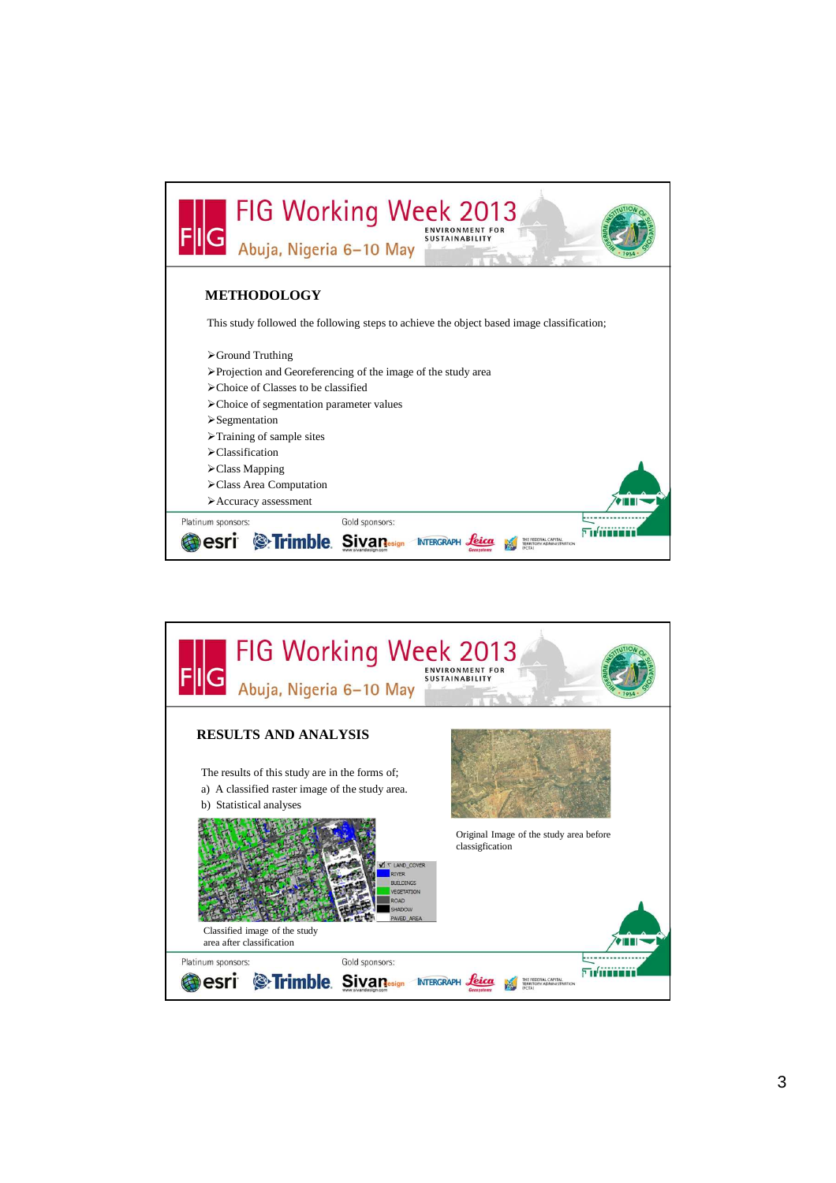## METHODOLOGY

This study followed the following steps to achieve the object based image classification;

- Ground Truthing
- Projection and Georeferencing of the image of the study area
- Choice of Classes to be classified
- Choice of segmentation parameter values
- Segmentation
- Training of sample sites
- Classification
- Class Mapping
- Class Area Computation
- Accuracy assessment

## RESULTS AND ANALYSIS

The results of this study are in the forms of;

a) A classified raster image of the study area.
b) Statistical analyses

Original Image of the study area before classigfication

LAND_COVER
RIVER
BUILDINGS
VEGETATION
ROAD
SHADOW
PAVED_AREA

Classified image of the study area after classification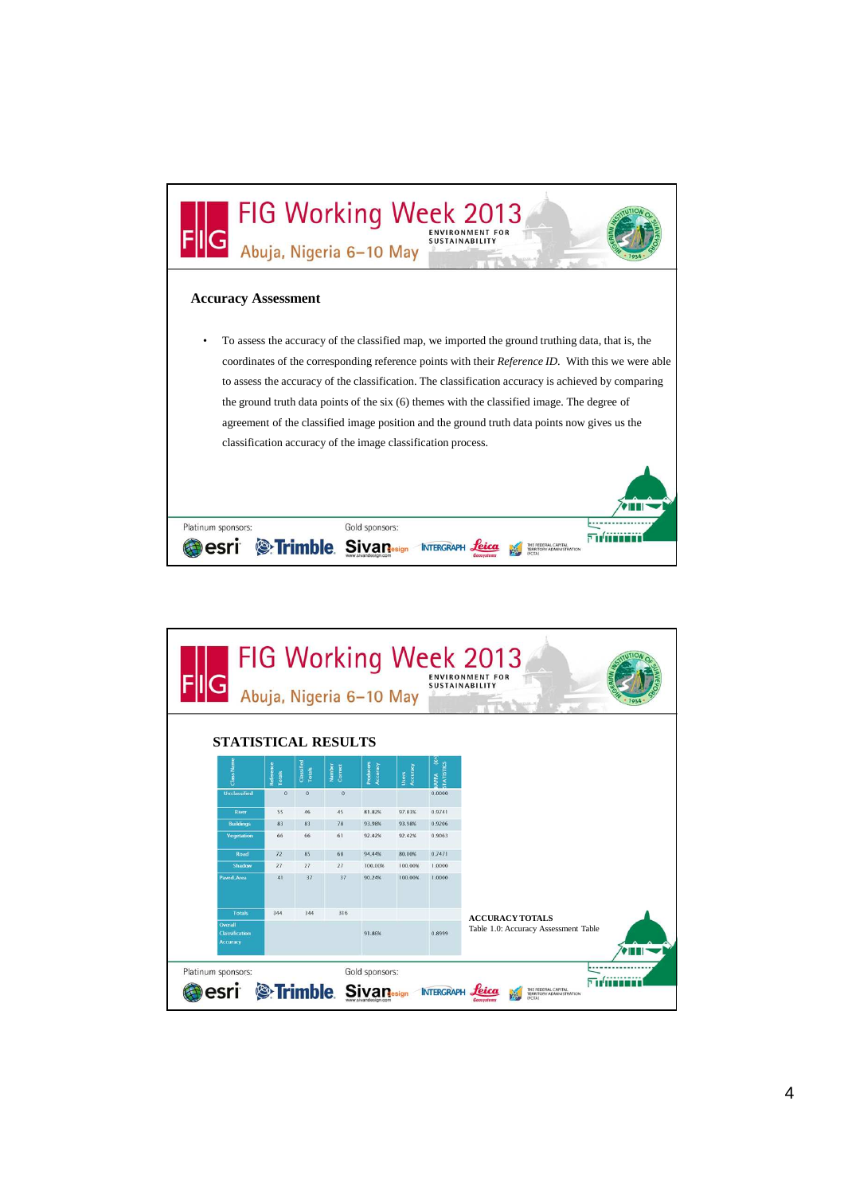## Accuracy Assessment

- To assess the accuracy of the classified map, we imported the ground truthing data, that is, the coordinates of the corresponding reference points with their *Reference ID*. With this we were able to assess the accuracy of the classification. The classification accuracy is achieved by comparing the ground truth data points of the six (6) themes with the classified image. The degree of agreement of the classified image position and the ground truth data points now gives us the classification accuracy of the image classification process.

## STATISTICAL RESULTS

| Class Name | Reference Totals | Classified Totals | Number Correct | Producers Accuracy | Users Accuracy | KAPPA (K) STATISTICS |
|---|---|---|---|---|---|---|
| Unclassified | 0 | 0 | 0 | | | 0.0000 |
| River | 55 | 46 | 45 | 81.82% | 97.83% | 0.9741 |
| Buildings | 83 | 83 | 78 | 93.98% | 93.98% | 0.9206 |
| Vegetation | 66 | 66 | 61 | 92.42% | 92.42% | 0.9063 |
| Road | 72 | 85 | 68 | 94.44% | 80.00% | 0.7471 |
| Shadow | 27 | 27 | 27 | 100.00% | 100.00% | 1.0000 |
| Paved Area | 41 | 37 | 37 | 90.24% | 100.00% | 1.0000 |
| Totals | 344 | 344 | 316 | | | |
| Overall Classification Accuracy | | | | 91.86% | | 0.8999 |

**ACCURACY TOTALS**

Table 1.0: Accuracy Assessment Table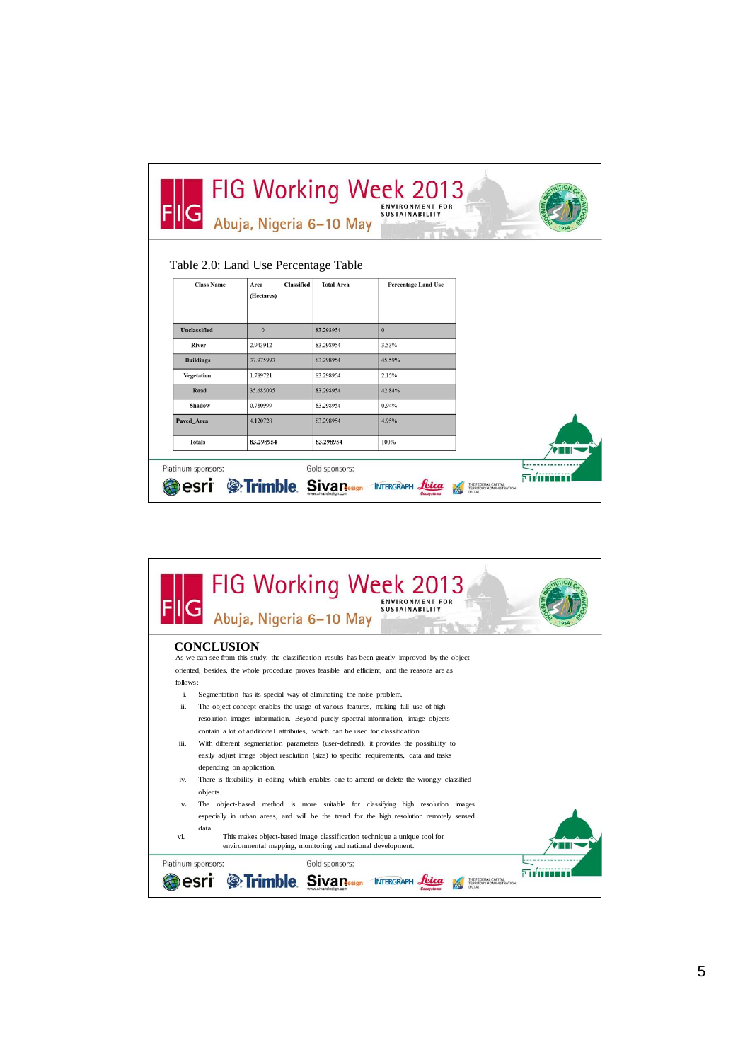Table 2.0: Land Use Percentage Table

| Class Name | Area Classified (Hectares) | Total Area | Percentage Land Use |
|---|---|---|---|
| Unclassified | 0 | 83.298954 | 0 |
| River | 2.943912 | 83.298954 | 3.53% |
| Buildings | 37.975993 | 83.298954 | 45.59% |
| Vegetation | 1.789721 | 83.298954 | 2.15% |
| Road | 35.685095 | 83.298954 | 42.84% |
| Shadow | 0.780999 | 83.298954 | 0.94% |
| Paved_Area | 4.120728 | 83.298954 | 4.95% |
| Totals | 83.298954 | 83.298954 | 100% |

## CONCLUSION

As we can see from this study, the classification results has been greatly improved by the object oriented, besides, the whole procedure proves feasible and efficient, and the reasons are as follows:

i. Segmentation has its special way of eliminating the noise problem.

ii. The object concept enables the usage of various features, making full use of high resolution images information. Beyond purely spectral information, image objects contain a lot of additional attributes, which can be used for classification.

iii. With different segmentation parameters (user-defined), it provides the possibility to easily adjust image object resolution (size) to specific requirements, data and tasks depending on application.

iv. There is flexibility in editing which enables one to amend or delete the wrongly classified objects.

v. The object-based method is more suitable for classifying high resolution images especially in urban areas, and will be the trend for the high resolution remotely sensed data.

vi. This makes object-based image classification technique a unique tool for environmental mapping, monitoring and national development.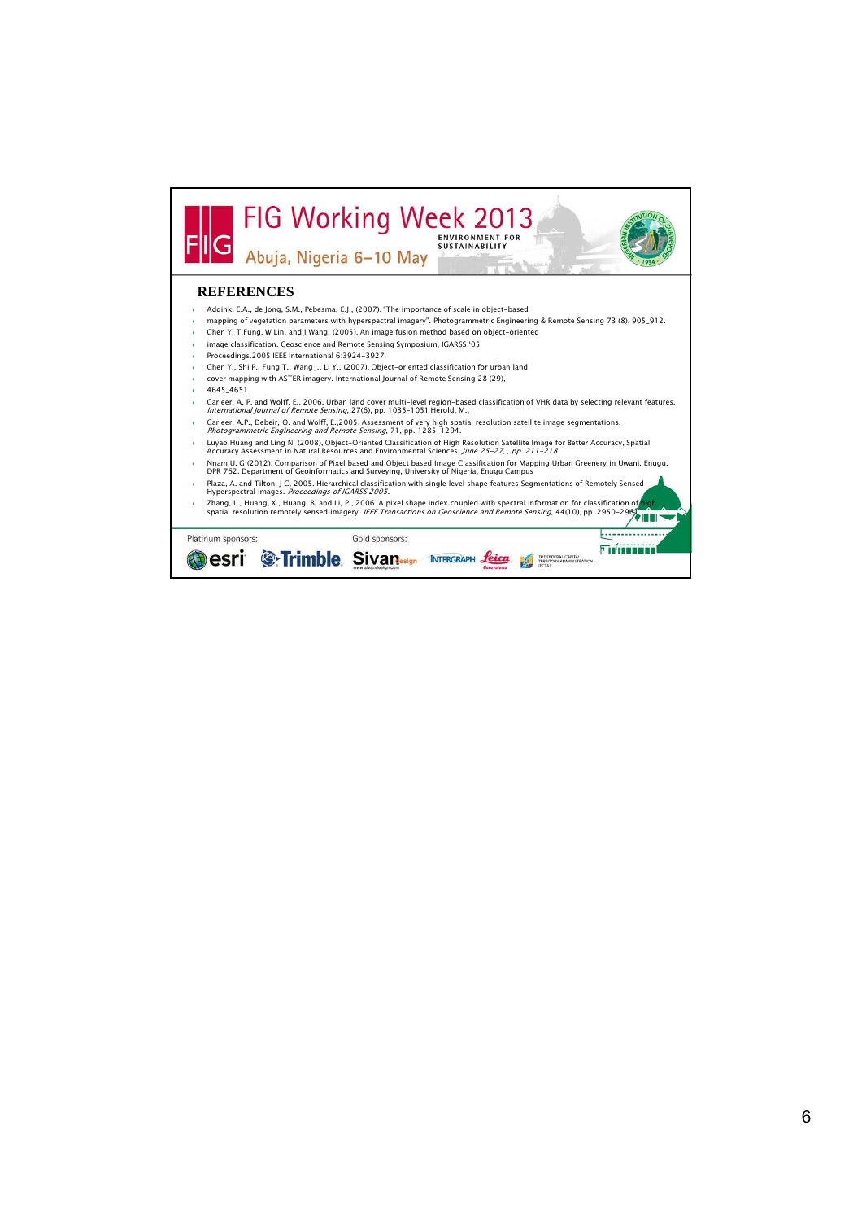## REFERENCES

- Addink, E.A., de Jong, S.M., Pebesma, E.J., (2007). "The importance of scale in object-based
- mapping of vegetation parameters with hyperspectral imagery". Photogrammetric Engineering & Remote Sensing 73 (8), 905_912.
- Chen Y, T Fung, W Lin, and J Wang. (2005). An image fusion method based on object-oriented
- image classification. Geoscience and Remote Sensing Symposium, IGARSS '05
- Proceedings.2005 IEEE International 6:3924-3927.
- Chen Y., Shi P., Fung T., Wang J., Li Y., (2007). Object-oriented classification for urban land
- cover mapping with ASTER imagery. International Journal of Remote Sensing 28 (29),
- 4645_4651.
- Carleer, A. P. and Wolff, E., 2006. Urban land cover multi-level region-based classification of VHR data by selecting relevant features. *International Journal of Remote Sensing*, 27(6), pp. 1035-1051 Herold, M.,
- Carleer, A.P., Debeir, O. and Wolff, E.,2005. Assessment of very high spatial resolution satellite image segmentations. *Photogrammetric Engineering and Remote Sensing*, 71, pp. 1285-1294.
- Luyao Huang and Ling Ni (2008), Object-Oriented Classification of High Resolution Satellite Image for Better Accuracy, Spatial Accuracy Assessment in Natural Resources and Environmental Sciences, *June 25-27, , pp. 211-218*
- Nnam U. G (2012). Comparison of Pixel based and Object based Image Classification for Mapping Urban Greenery in Uwani, Enugu. DPR 762. Department of Geoinformatics and Surveying, University of Nigeria, Enugu Campus
- Plaza, A. and Tilton, J C, 2005. Hierarchical classification with single level shape features Segmentations of Remotely Sensed Hyperspectral Images. *Proceedings of IGARSS 2005.*
- Zhang, L., Huang, X., Huang, B, and Li, P., 2006. A pixel shape index coupled with spectral information for classification of high spatial resolution remotely sensed imagery. *IEEE Transactions on Geoscience and Remote Sensing*, 44(10), pp. 2950-2961.